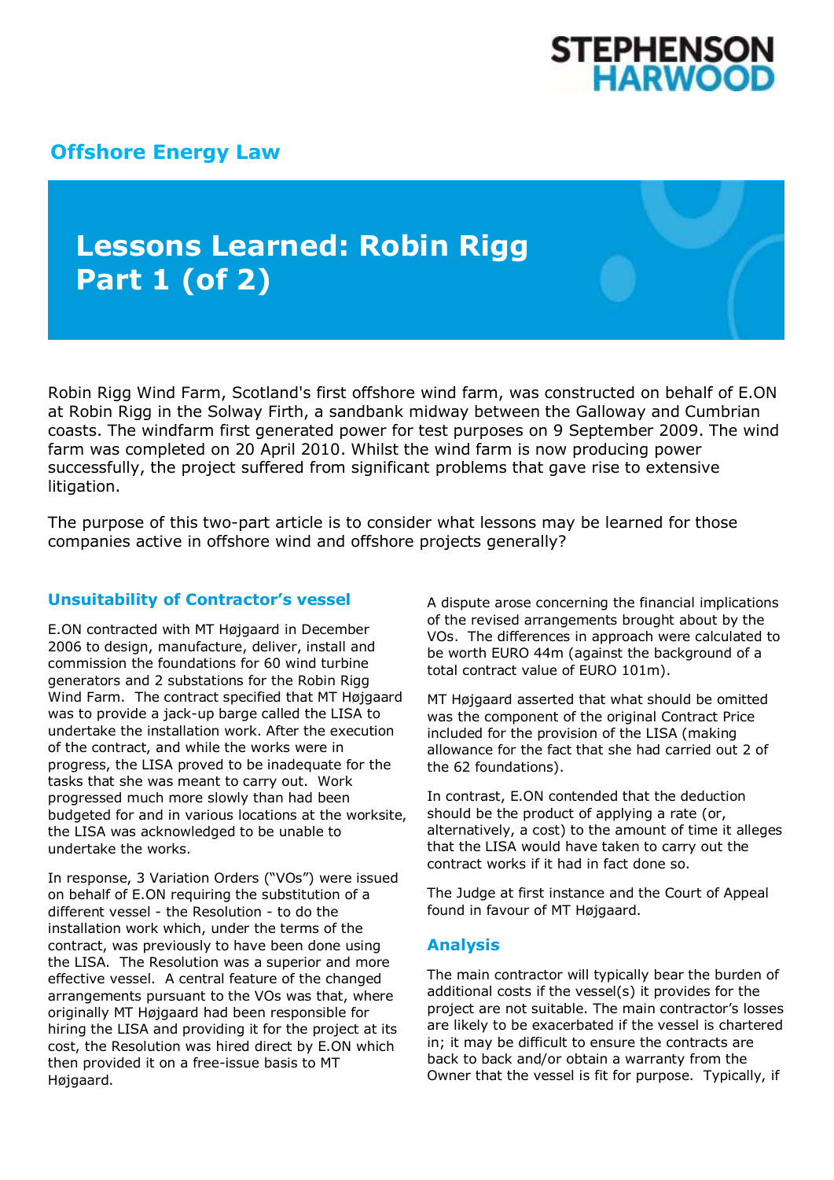STEPHENSON HARWOOD

## Offshore Energy Law

# Lessons Learned: Robin Rigg Part 1 (of 2)

Robin Rigg Wind Farm, Scotland's first offshore wind farm, was constructed on behalf of E.ON at Robin Rigg in the Solway Firth, a sandbank midway between the Galloway and Cumbrian coasts. The windfarm first generated power for test purposes on 9 September 2009. The wind farm was completed on 20 April 2010. Whilst the wind farm is now producing power successfully, the project suffered from significant problems that gave rise to extensive litigation.

The purpose of this two-part article is to consider what lessons may be learned for those companies active in offshore wind and offshore projects generally?

### Unsuitability of Contractor's vessel

E.ON contracted with MT Højgaard in December 2006 to design, manufacture, deliver, install and commission the foundations for 60 wind turbine generators and 2 substations for the Robin Rigg Wind Farm. The contract specified that MT Højgaard was to provide a jack-up barge called the LISA to undertake the installation work. After the execution of the contract, and while the works were in progress, the LISA proved to be inadequate for the tasks that she was meant to carry out. Work progressed much more slowly than had been budgeted for and in various locations at the worksite, the LISA was acknowledged to be unable to undertake the works.

In response, 3 Variation Orders ("VOs") were issued on behalf of E.ON requiring the substitution of a different vessel - the Resolution - to do the installation work which, under the terms of the contract, was previously to have been done using the LISA. The Resolution was a superior and more effective vessel. A central feature of the changed arrangements pursuant to the VOs was that, where originally MT Højgaard had been responsible for hiring the LISA and providing it for the project at its cost, the Resolution was hired direct by E.ON which then provided it on a free-issue basis to MT Højgaard.

A dispute arose concerning the financial implications of the revised arrangements brought about by the VOs. The differences in approach were calculated to be worth EURO 44m (against the background of a total contract value of EURO 101m).

MT Højgaard asserted that what should be omitted was the component of the original Contract Price included for the provision of the LISA (making allowance for the fact that she had carried out 2 of the 62 foundations).

In contrast, E.ON contended that the deduction should be the product of applying a rate (or, alternatively, a cost) to the amount of time it alleges that the LISA would have taken to carry out the contract works if it had in fact done so.

The Judge at first instance and the Court of Appeal found in favour of MT Højgaard.

### Analysis

The main contractor will typically bear the burden of additional costs if the vessel(s) it provides for the project are not suitable. The main contractor's losses are likely to be exacerbated if the vessel is chartered in; it may be difficult to ensure the contracts are back to back and/or obtain a warranty from the Owner that the vessel is fit for purpose. Typically, if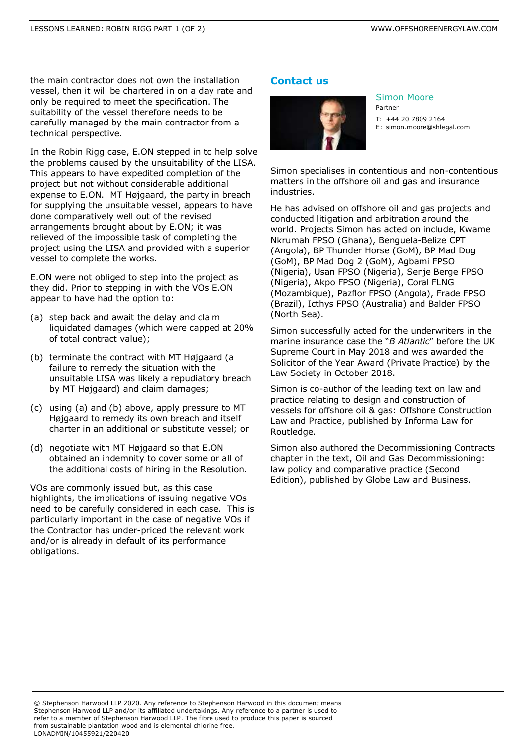the main contractor does not own the installation vessel, then it will be chartered in on a day rate and only be required to meet the specification. The suitability of the vessel therefore needs to be carefully managed by the main contractor from a technical perspective.

In the Robin Rigg case, E.ON stepped in to help solve the problems caused by the unsuitability of the LISA. This appears to have expedited completion of the project but not without considerable additional expense to E.ON. MT Højgaard, the party in breach for supplying the unsuitable vessel, appears to have done comparatively well out of the revised arrangements brought about by E.ON; it was relieved of the impossible task of completing the project using the LISA and provided with a superior vessel to complete the works.

E.ON were not obliged to step into the project as they did. Prior to stepping in with the VOs E.ON appear to have had the option to:

(a) step back and await the delay and claim liquidated damages (which were capped at 20% of total contract value);

(b) terminate the contract with MT Højgaard (a failure to remedy the situation with the unsuitable LISA was likely a repudiatory breach by MT Højgaard) and claim damages;

(c) using (a) and (b) above, apply pressure to MT Højgaard to remedy its own breach and itself charter in an additional or substitute vessel; or

(d) negotiate with MT Højgaard so that E.ON obtained an indemnity to cover some or all of the additional costs of hiring in the Resolution.

VOs are commonly issued but, as this case highlights, the implications of issuing negative VOs need to be carefully considered in each case. This is particularly important in the case of negative VOs if the Contractor has under-priced the relevant work and/or is already in default of its performance obligations.

## Contact us

**Simon Moore**
Partner
T: +44 20 7809 2164
E: simon.moore@shlegal.com

Simon specialises in contentious and non-contentious matters in the offshore oil and gas and insurance industries.

He has advised on offshore oil and gas projects and conducted litigation and arbitration around the world. Projects Simon has acted on include, Kwame Nkrumah FPSO (Ghana), Benguela-Belize CPT (Angola), BP Thunder Horse (GoM), BP Mad Dog (GoM), BP Mad Dog 2 (GoM), Agbami FPSO (Nigeria), Usan FPSO (Nigeria), Senje Berge FPSO (Nigeria), Akpo FPSO (Nigeria), Coral FLNG (Mozambique), Pazflor FPSO (Angola), Frade FPSO (Brazil), Icthys FPSO (Australia) and Balder FPSO (North Sea).

Simon successfully acted for the underwriters in the marine insurance case the "*B Atlantic*" before the UK Supreme Court in May 2018 and was awarded the Solicitor of the Year Award (Private Practice) by the Law Society in October 2018.

Simon is co-author of the leading text on law and practice relating to design and construction of vessels for offshore oil & gas: Offshore Construction Law and Practice, published by Informa Law for Routledge.

Simon also authored the Decommissioning Contracts chapter in the text, Oil and Gas Decommissioning: law policy and comparative practice (Second Edition), published by Globe Law and Business.

© Stephenson Harwood LLP 2020. Any reference to Stephenson Harwood in this document means Stephenson Harwood LLP and/or its affiliated undertakings. Any reference to a partner is used to refer to a member of Stephenson Harwood LLP. The fibre used to produce this paper is sourced from sustainable plantation wood and is elemental chlorine free.
LONADMIN/10455921/220420